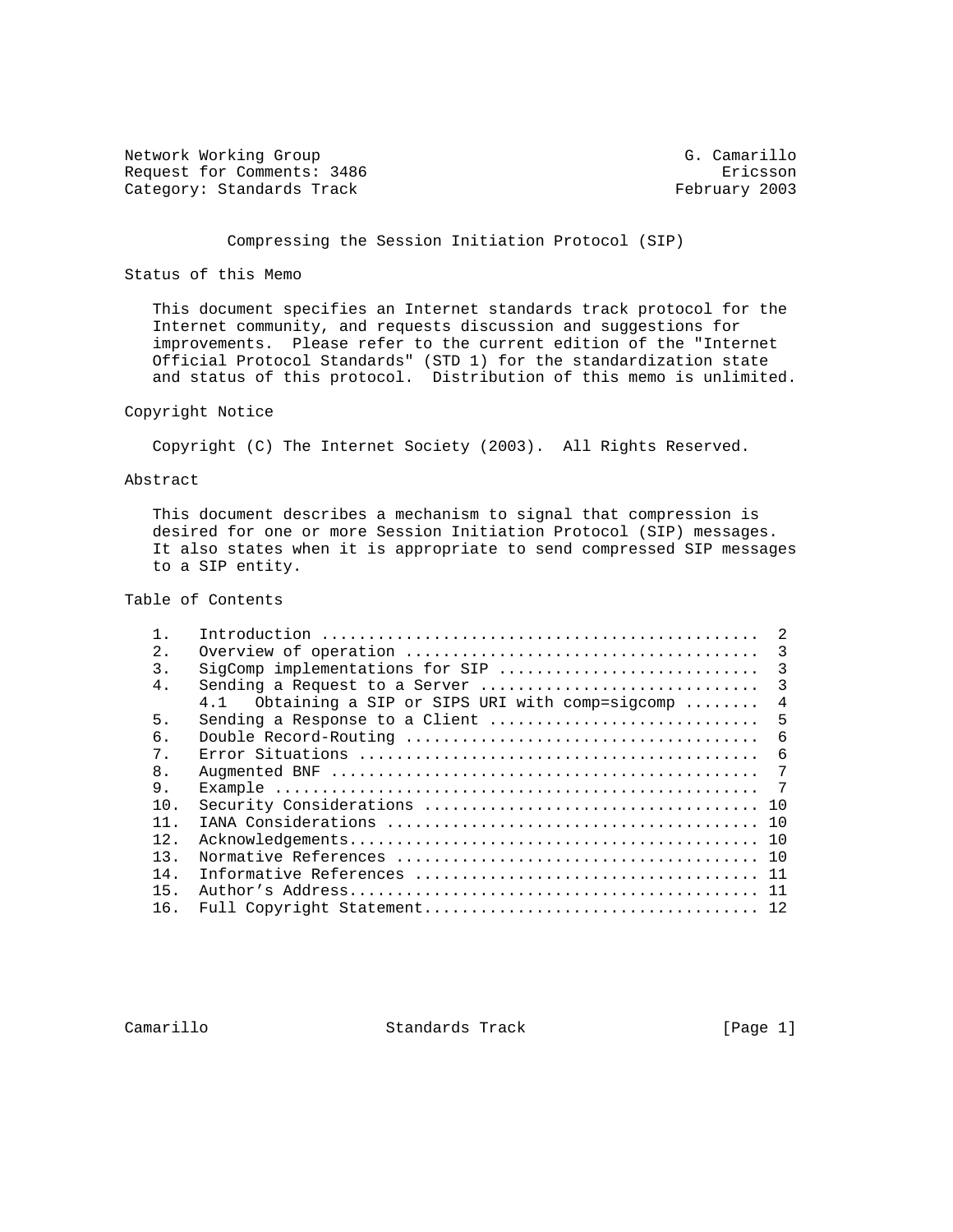Network Working Group G. Camarillo
Request for Comments: 3486 Ericsson
Category: Standards Track February 2003

# Compressing the Session Initiation Protocol (SIP)

## Status of this Memo

This document specifies an Internet standards track protocol for the Internet community, and requests discussion and suggestions for improvements. Please refer to the current edition of the "Internet Official Protocol Standards" (STD 1) for the standardization state and status of this protocol. Distribution of this memo is unlimited.

## Copyright Notice

Copyright (C) The Internet Society (2003). All Rights Reserved.

## Abstract

This document describes a mechanism to signal that compression is desired for one or more Session Initiation Protocol (SIP) messages. It also states when it is appropriate to send compressed SIP messages to a SIP entity.

## Table of Contents

1. Introduction ............................................... 2
2. Overview of operation ...................................... 3
3. SigComp implementations for SIP ............................ 3
4. Sending a Request to a Server .............................. 3
   4.1 Obtaining a SIP or SIPS URI with comp=sigcomp ........ 4
5. Sending a Response to a Client ............................. 5
6. Double Record-Routing ...................................... 6
7. Error Situations ........................................... 6
8. Augmented BNF .............................................. 7
9. Example .................................................... 7
10. Security Considerations ................................... 10
11. IANA Considerations ....................................... 10
12. Acknowledgements........................................... 10
13. Normative References ...................................... 10
14. Informative References .................................... 11
15. Author's Address........................................... 11
16. Full Copyright Statement................................... 12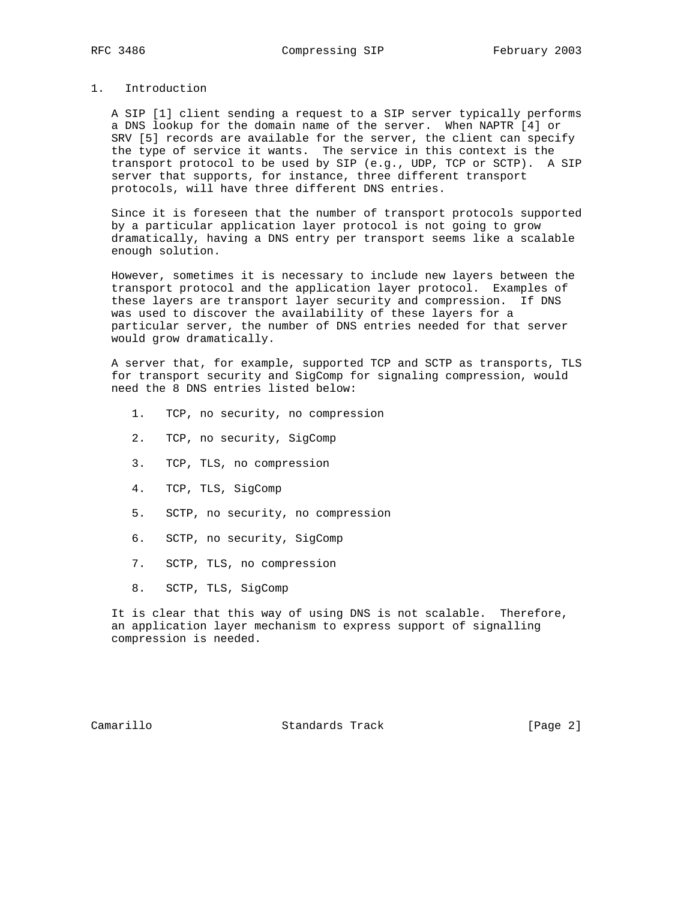## 1. Introduction

A SIP [1] client sending a request to a SIP server typically performs a DNS lookup for the domain name of the server. When NAPTR [4] or SRV [5] records are available for the server, the client can specify the type of service it wants. The service in this context is the transport protocol to be used by SIP (e.g., UDP, TCP or SCTP). A SIP server that supports, for instance, three different transport protocols, will have three different DNS entries.

Since it is foreseen that the number of transport protocols supported by a particular application layer protocol is not going to grow dramatically, having a DNS entry per transport seems like a scalable enough solution.

However, sometimes it is necessary to include new layers between the transport protocol and the application layer protocol. Examples of these layers are transport layer security and compression. If DNS was used to discover the availability of these layers for a particular server, the number of DNS entries needed for that server would grow dramatically.

A server that, for example, supported TCP and SCTP as transports, TLS for transport security and SigComp for signaling compression, would need the 8 DNS entries listed below:

1. TCP, no security, no compression
2. TCP, no security, SigComp
3. TCP, TLS, no compression
4. TCP, TLS, SigComp
5. SCTP, no security, no compression
6. SCTP, no security, SigComp
7. SCTP, TLS, no compression
8. SCTP, TLS, SigComp

It is clear that this way of using DNS is not scalable. Therefore, an application layer mechanism to express support of signalling compression is needed.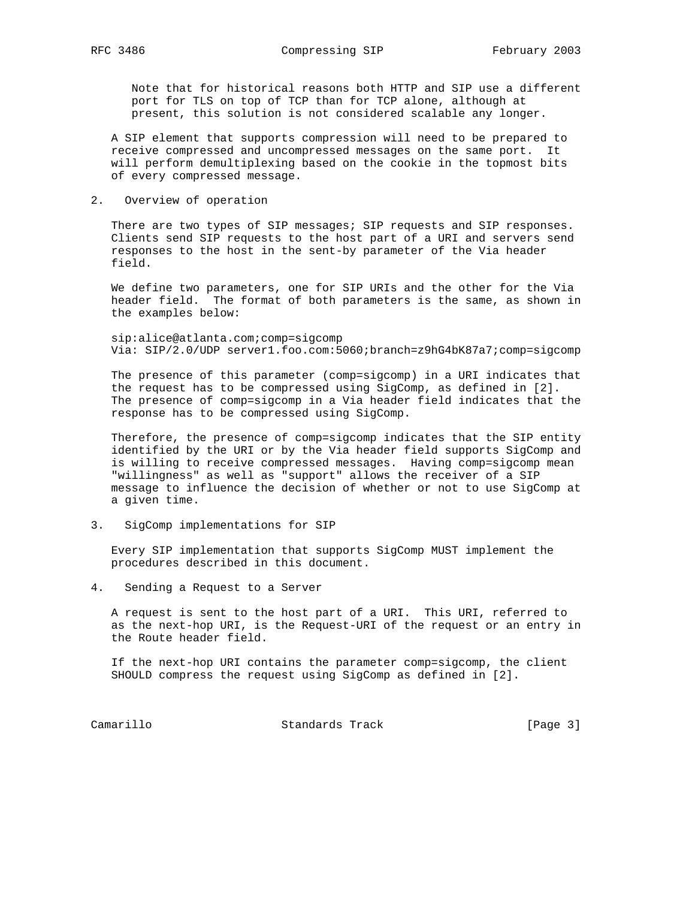Note that for historical reasons both HTTP and SIP use a different port for TLS on top of TCP than for TCP alone, although at present, this solution is not considered scalable any longer.

A SIP element that supports compression will need to be prepared to receive compressed and uncompressed messages on the same port. It will perform demultiplexing based on the cookie in the topmost bits of every compressed message.

## 2. Overview of operation

There are two types of SIP messages; SIP requests and SIP responses. Clients send SIP requests to the host part of a URI and servers send responses to the host in the sent-by parameter of the Via header field.

We define two parameters, one for SIP URIs and the other for the Via header field. The format of both parameters is the same, as shown in the examples below:

```
sip:alice@atlanta.com;comp=sigcomp
Via: SIP/2.0/UDP server1.foo.com:5060;branch=z9hG4bK87a7;comp=sigcomp
```

The presence of this parameter (comp=sigcomp) in a URI indicates that the request has to be compressed using SigComp, as defined in [2]. The presence of comp=sigcomp in a Via header field indicates that the response has to be compressed using SigComp.

Therefore, the presence of comp=sigcomp indicates that the SIP entity identified by the URI or by the Via header field supports SigComp and is willing to receive compressed messages. Having comp=sigcomp mean "willingness" as well as "support" allows the receiver of a SIP message to influence the decision of whether or not to use SigComp at a given time.

## 3. SigComp implementations for SIP

Every SIP implementation that supports SigComp MUST implement the procedures described in this document.

## 4. Sending a Request to a Server

A request is sent to the host part of a URI. This URI, referred to as the next-hop URI, is the Request-URI of the request or an entry in the Route header field.

If the next-hop URI contains the parameter comp=sigcomp, the client SHOULD compress the request using SigComp as defined in [2].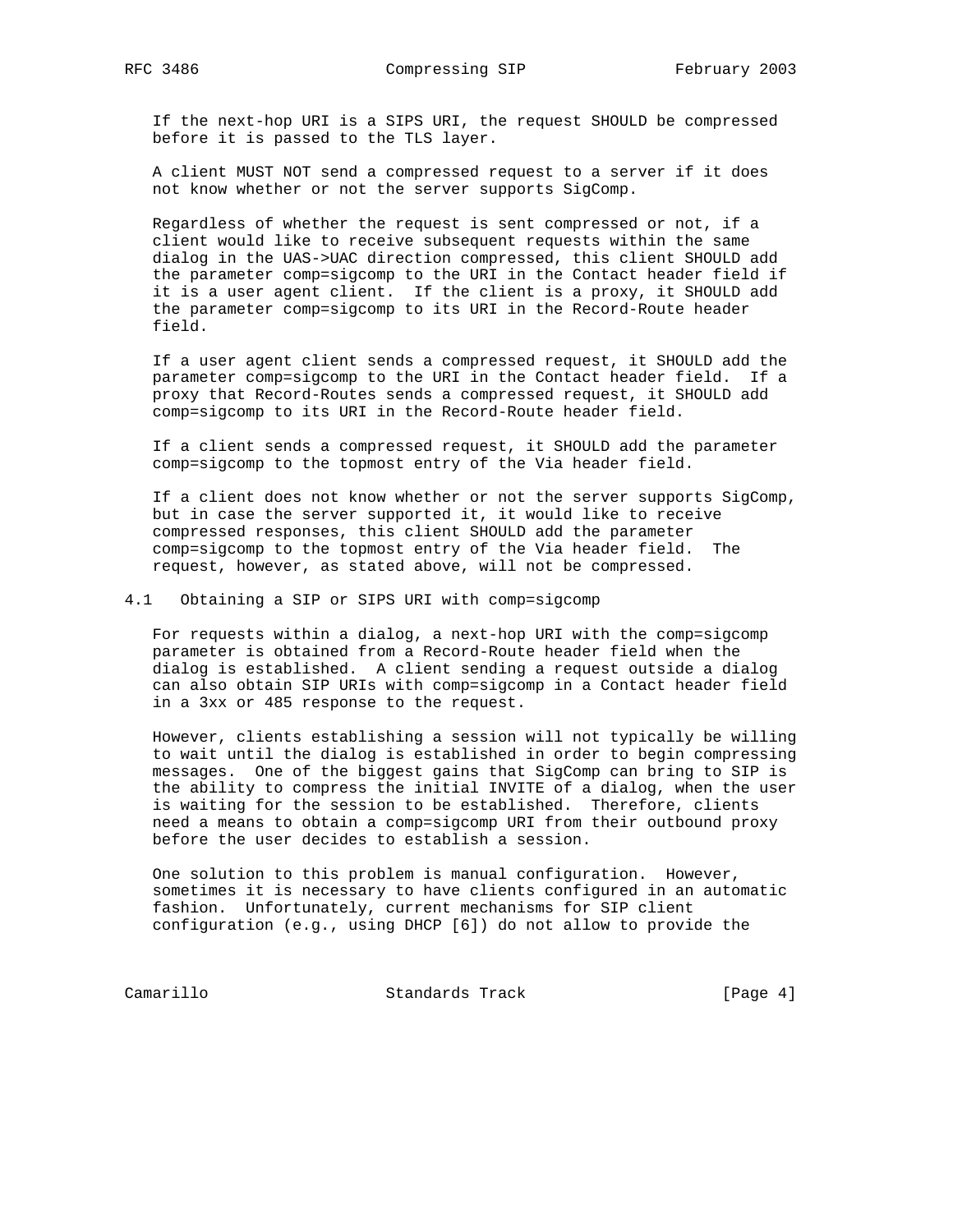If the next-hop URI is a SIPS URI, the request SHOULD be compressed before it is passed to the TLS layer.

A client MUST NOT send a compressed request to a server if it does not know whether or not the server supports SigComp.

Regardless of whether the request is sent compressed or not, if a client would like to receive subsequent requests within the same dialog in the UAS->UAC direction compressed, this client SHOULD add the parameter comp=sigcomp to the URI in the Contact header field if it is a user agent client. If the client is a proxy, it SHOULD add the parameter comp=sigcomp to its URI in the Record-Route header field.

If a user agent client sends a compressed request, it SHOULD add the parameter comp=sigcomp to the URI in the Contact header field. If a proxy that Record-Routes sends a compressed request, it SHOULD add comp=sigcomp to its URI in the Record-Route header field.

If a client sends a compressed request, it SHOULD add the parameter comp=sigcomp to the topmost entry of the Via header field.

If a client does not know whether or not the server supports SigComp, but in case the server supported it, it would like to receive compressed responses, this client SHOULD add the parameter comp=sigcomp to the topmost entry of the Via header field. The request, however, as stated above, will not be compressed.

## 4.1 Obtaining a SIP or SIPS URI with comp=sigcomp

For requests within a dialog, a next-hop URI with the comp=sigcomp parameter is obtained from a Record-Route header field when the dialog is established. A client sending a request outside a dialog can also obtain SIP URIs with comp=sigcomp in a Contact header field in a 3xx or 485 response to the request.

However, clients establishing a session will not typically be willing to wait until the dialog is established in order to begin compressing messages. One of the biggest gains that SigComp can bring to SIP is the ability to compress the initial INVITE of a dialog, when the user is waiting for the session to be established. Therefore, clients need a means to obtain a comp=sigcomp URI from their outbound proxy before the user decides to establish a session.

One solution to this problem is manual configuration. However, sometimes it is necessary to have clients configured in an automatic fashion. Unfortunately, current mechanisms for SIP client configuration (e.g., using DHCP [6]) do not allow to provide the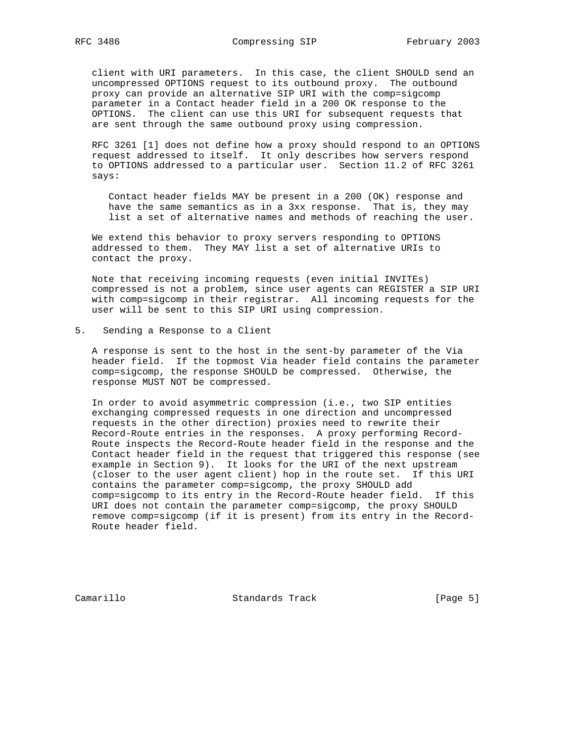client with URI parameters. In this case, the client SHOULD send an uncompressed OPTIONS request to its outbound proxy. The outbound proxy can provide an alternative SIP URI with the comp=sigcomp parameter in a Contact header field in a 200 OK response to the OPTIONS. The client can use this URI for subsequent requests that are sent through the same outbound proxy using compression.

RFC 3261 [1] does not define how a proxy should respond to an OPTIONS request addressed to itself. It only describes how servers respond to OPTIONS addressed to a particular user. Section 11.2 of RFC 3261 says:

> Contact header fields MAY be present in a 200 (OK) response and have the same semantics as in a 3xx response. That is, they may list a set of alternative names and methods of reaching the user.

We extend this behavior to proxy servers responding to OPTIONS addressed to them. They MAY list a set of alternative URIs to contact the proxy.

Note that receiving incoming requests (even initial INVITEs) compressed is not a problem, since user agents can REGISTER a SIP URI with comp=sigcomp in their registrar. All incoming requests for the user will be sent to this SIP URI using compression.

## 5. Sending a Response to a Client

A response is sent to the host in the sent-by parameter of the Via header field. If the topmost Via header field contains the parameter comp=sigcomp, the response SHOULD be compressed. Otherwise, the response MUST NOT be compressed.

In order to avoid asymmetric compression (i.e., two SIP entities exchanging compressed requests in one direction and uncompressed requests in the other direction) proxies need to rewrite their Record-Route entries in the responses. A proxy performing Record-Route inspects the Record-Route header field in the response and the Contact header field in the request that triggered this response (see example in Section 9). It looks for the URI of the next upstream (closer to the user agent client) hop in the route set. If this URI contains the parameter comp=sigcomp, the proxy SHOULD add comp=sigcomp to its entry in the Record-Route header field. If this URI does not contain the parameter comp=sigcomp, the proxy SHOULD remove comp=sigcomp (if it is present) from its entry in the Record-Route header field.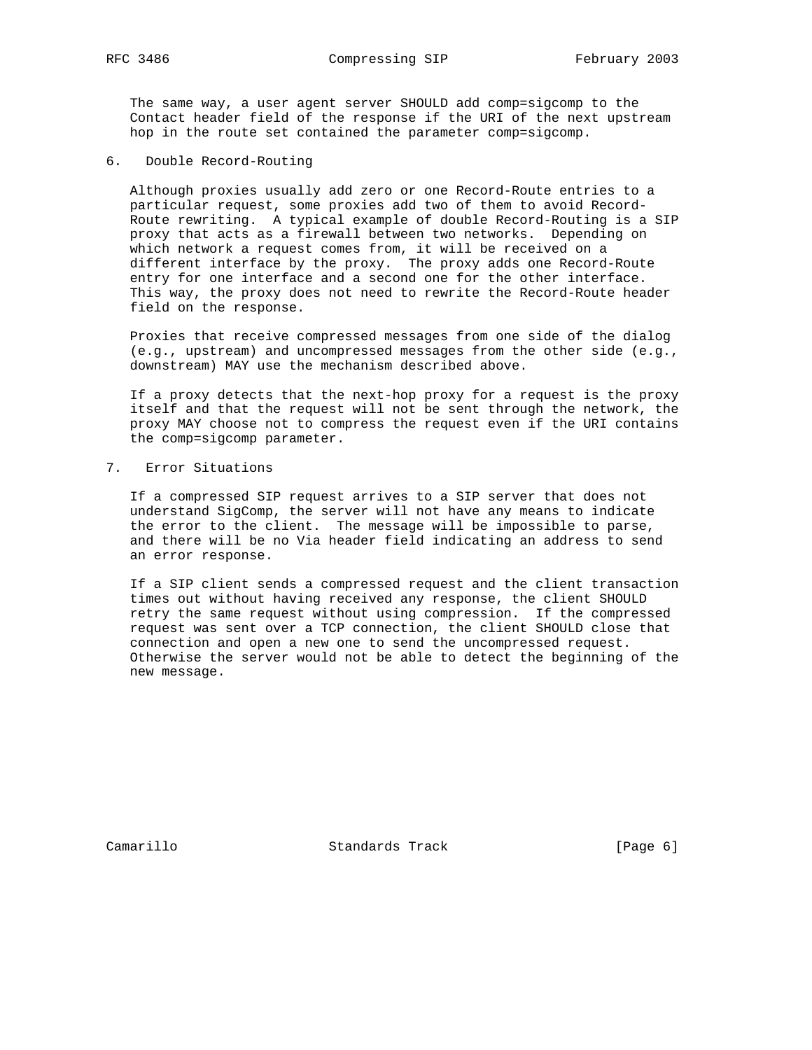The same way, a user agent server SHOULD add comp=sigcomp to the Contact header field of the response if the URI of the next upstream hop in the route set contained the parameter comp=sigcomp.

## 6. Double Record-Routing

Although proxies usually add zero or one Record-Route entries to a particular request, some proxies add two of them to avoid Record-Route rewriting. A typical example of double Record-Routing is a SIP proxy that acts as a firewall between two networks. Depending on which network a request comes from, it will be received on a different interface by the proxy. The proxy adds one Record-Route entry for one interface and a second one for the other interface. This way, the proxy does not need to rewrite the Record-Route header field on the response.

Proxies that receive compressed messages from one side of the dialog (e.g., upstream) and uncompressed messages from the other side (e.g., downstream) MAY use the mechanism described above.

If a proxy detects that the next-hop proxy for a request is the proxy itself and that the request will not be sent through the network, the proxy MAY choose not to compress the request even if the URI contains the comp=sigcomp parameter.

## 7. Error Situations

If a compressed SIP request arrives to a SIP server that does not understand SigComp, the server will not have any means to indicate the error to the client. The message will be impossible to parse, and there will be no Via header field indicating an address to send an error response.

If a SIP client sends a compressed request and the client transaction times out without having received any response, the client SHOULD retry the same request without using compression. If the compressed request was sent over a TCP connection, the client SHOULD close that connection and open a new one to send the uncompressed request. Otherwise the server would not be able to detect the beginning of the new message.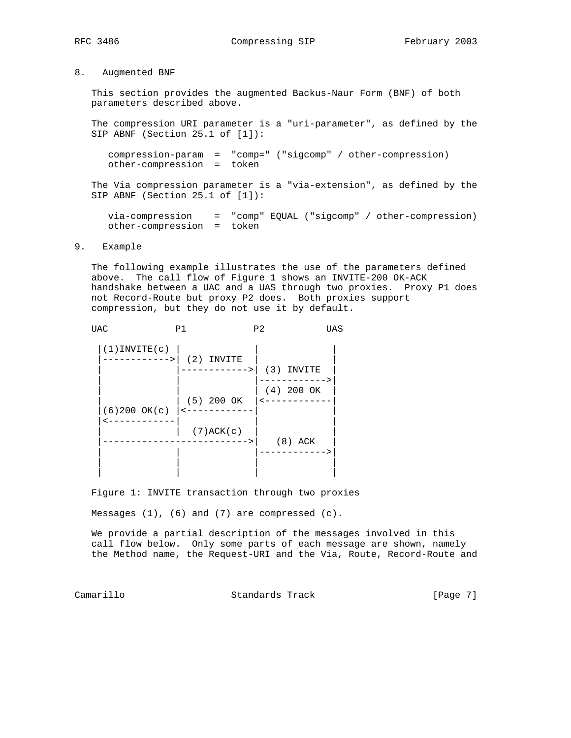## 8. Augmented BNF

This section provides the augmented Backus-Naur Form (BNF) of both parameters described above.

The compression URI parameter is a "uri-parameter", as defined by the SIP ABNF (Section 25.1 of [1]):

```
compression-param  =  "comp=" ("sigcomp" / other-compression)
other-compression  =  token
```

The Via compression parameter is a "via-extension", as defined by the SIP ABNF (Section 25.1 of [1]):

```
via-compression    =  "comp" EQUAL ("sigcomp" / other-compression)
other-compression  =  token
```

## 9. Example

The following example illustrates the use of the parameters defined above. The call flow of Figure 1 shows an INVITE-200 OK-ACK handshake between a UAC and a UAS through two proxies. Proxy P1 does not Record-Route but proxy P2 does. Both proxies support compression, but they do not use it by default.

```
UAC            P1            P2           UAS

 |(1)INVITE(c) |             |             |
 |------------>| (2) INVITE  |             |
 |             |------------>| (3) INVITE  |
 |             |             |------------>|
 |             |             | (4) 200 OK  |
 |             | (5) 200 OK  |<------------|
 |(6)200 OK(c) |<------------|             |
 |<------------|             |             |
 |             |  (7)ACK(c)  |             |
 |-------------------------->|   (8) ACK   |
 |             |             |------------>|
 |             |             |             |
 |             |             |             |
```

Figure 1: INVITE transaction through two proxies

Messages (1), (6) and (7) are compressed (c).

We provide a partial description of the messages involved in this call flow below. Only some parts of each message are shown, namely the Method name, the Request-URI and the Via, Route, Record-Route and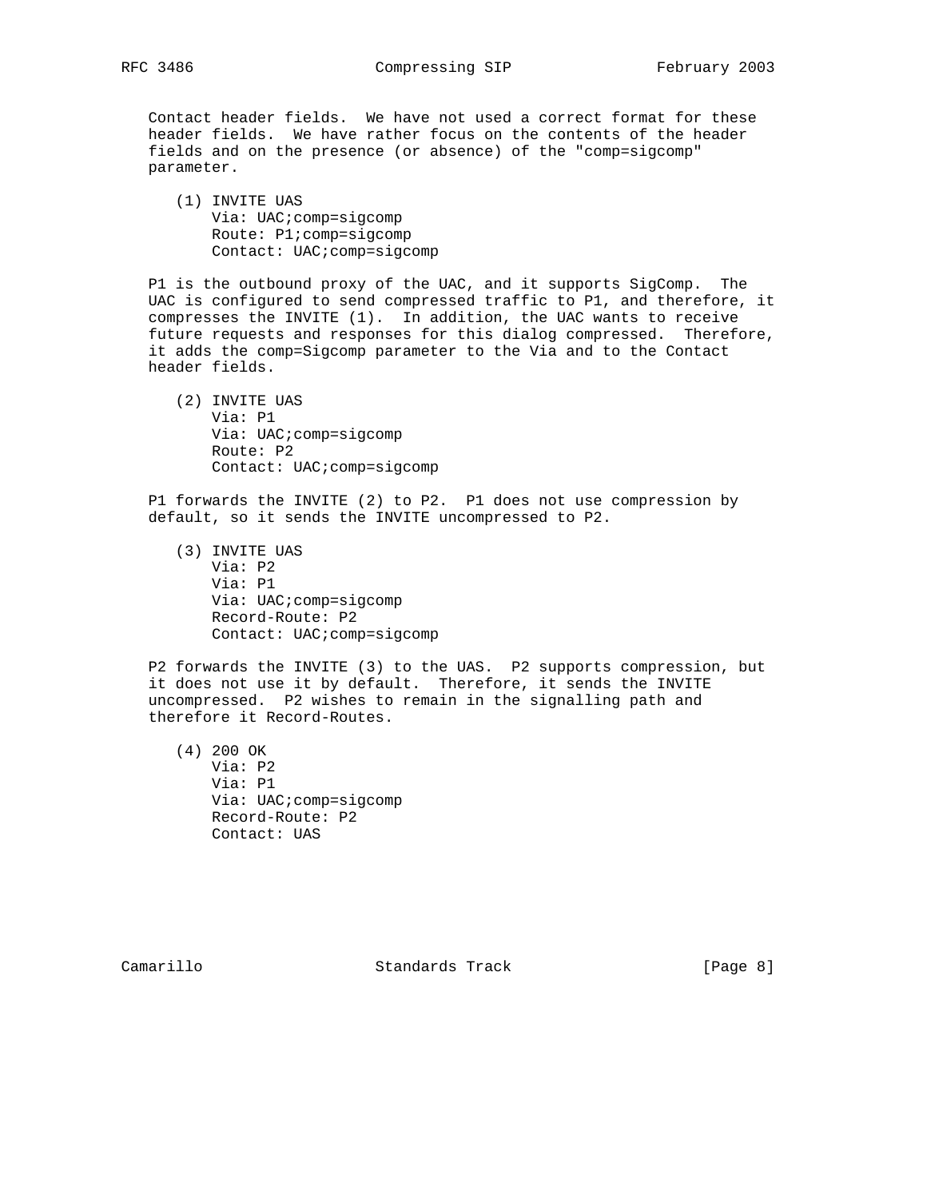Contact header fields. We have not used a correct format for these header fields. We have rather focus on the contents of the header fields and on the presence (or absence) of the "comp=sigcomp" parameter.

```
(1) INVITE UAS
    Via: UAC;comp=sigcomp
    Route: P1;comp=sigcomp
    Contact: UAC;comp=sigcomp
```

P1 is the outbound proxy of the UAC, and it supports SigComp. The UAC is configured to send compressed traffic to P1, and therefore, it compresses the INVITE (1). In addition, the UAC wants to receive future requests and responses for this dialog compressed. Therefore, it adds the comp=Sigcomp parameter to the Via and to the Contact header fields.

```
(2) INVITE UAS
    Via: P1
    Via: UAC;comp=sigcomp
    Route: P2
    Contact: UAC;comp=sigcomp
```

P1 forwards the INVITE (2) to P2. P1 does not use compression by default, so it sends the INVITE uncompressed to P2.

```
(3) INVITE UAS
    Via: P2
    Via: P1
    Via: UAC;comp=sigcomp
    Record-Route: P2
    Contact: UAC;comp=sigcomp
```

P2 forwards the INVITE (3) to the UAS. P2 supports compression, but it does not use it by default. Therefore, it sends the INVITE uncompressed. P2 wishes to remain in the signalling path and therefore it Record-Routes.

```
(4) 200 OK
    Via: P2
    Via: P1
    Via: UAC;comp=sigcomp
    Record-Route: P2
    Contact: UAS
```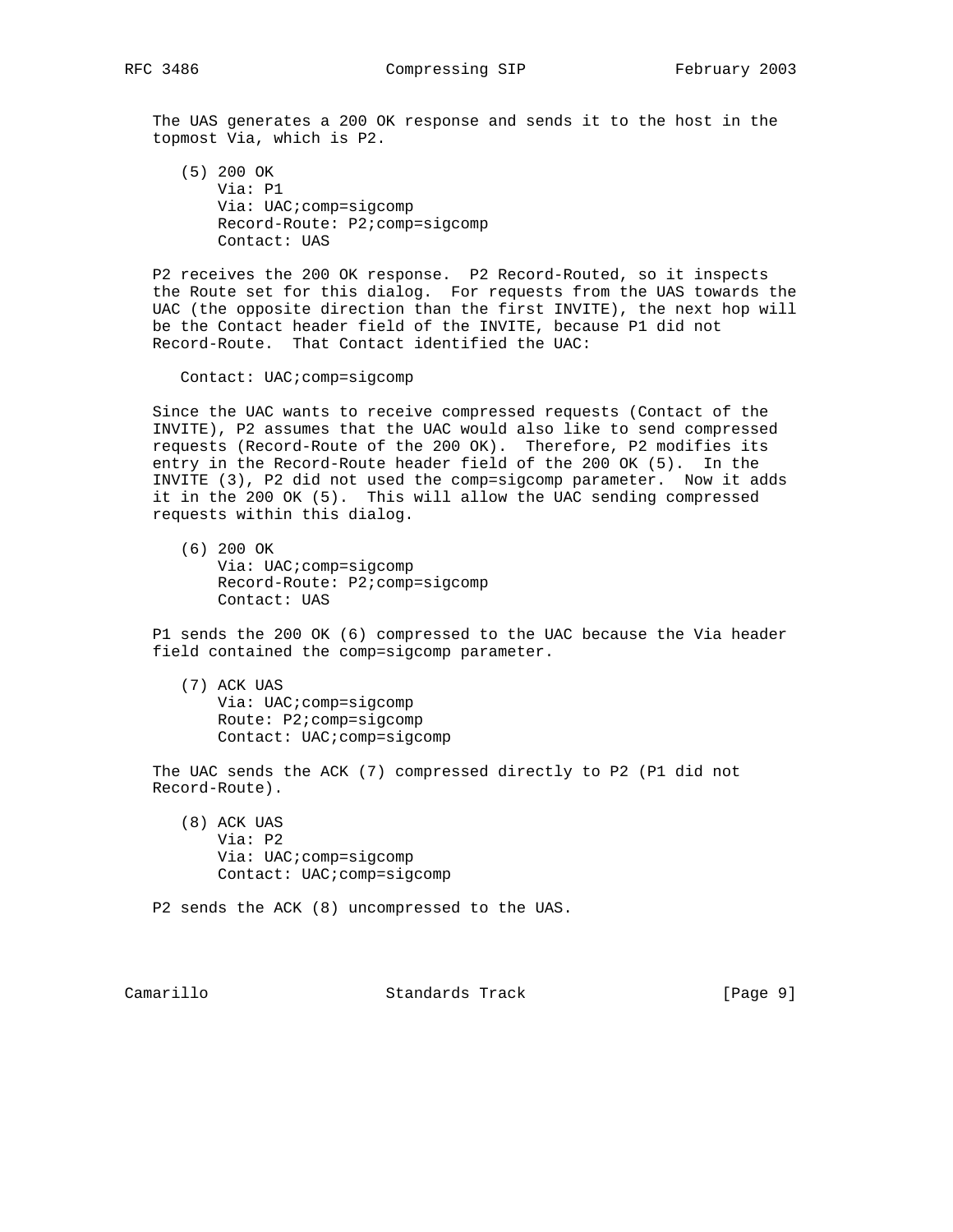The UAS generates a 200 OK response and sends it to the host in the topmost Via, which is P2.

```
(5) 200 OK
    Via: P1
    Via: UAC;comp=sigcomp
    Record-Route: P2;comp=sigcomp
    Contact: UAS
```

P2 receives the 200 OK response. P2 Record-Routed, so it inspects the Route set for this dialog. For requests from the UAS towards the UAC (the opposite direction than the first INVITE), the next hop will be the Contact header field of the INVITE, because P1 did not Record-Route. That Contact identified the UAC:

```
Contact: UAC;comp=sigcomp
```

Since the UAC wants to receive compressed requests (Contact of the INVITE), P2 assumes that the UAC would also like to send compressed requests (Record-Route of the 200 OK). Therefore, P2 modifies its entry in the Record-Route header field of the 200 OK (5). In the INVITE (3), P2 did not used the comp=sigcomp parameter. Now it adds it in the 200 OK (5). This will allow the UAC sending compressed requests within this dialog.

```
(6) 200 OK
    Via: UAC;comp=sigcomp
    Record-Route: P2;comp=sigcomp
    Contact: UAS
```

P1 sends the 200 OK (6) compressed to the UAC because the Via header field contained the comp=sigcomp parameter.

```
(7) ACK UAS
    Via: UAC;comp=sigcomp
    Route: P2;comp=sigcomp
    Contact: UAC;comp=sigcomp
```

The UAC sends the ACK (7) compressed directly to P2 (P1 did not Record-Route).

```
(8) ACK UAS
    Via: P2
    Via: UAC;comp=sigcomp
    Contact: UAC;comp=sigcomp
```

P2 sends the ACK (8) uncompressed to the UAS.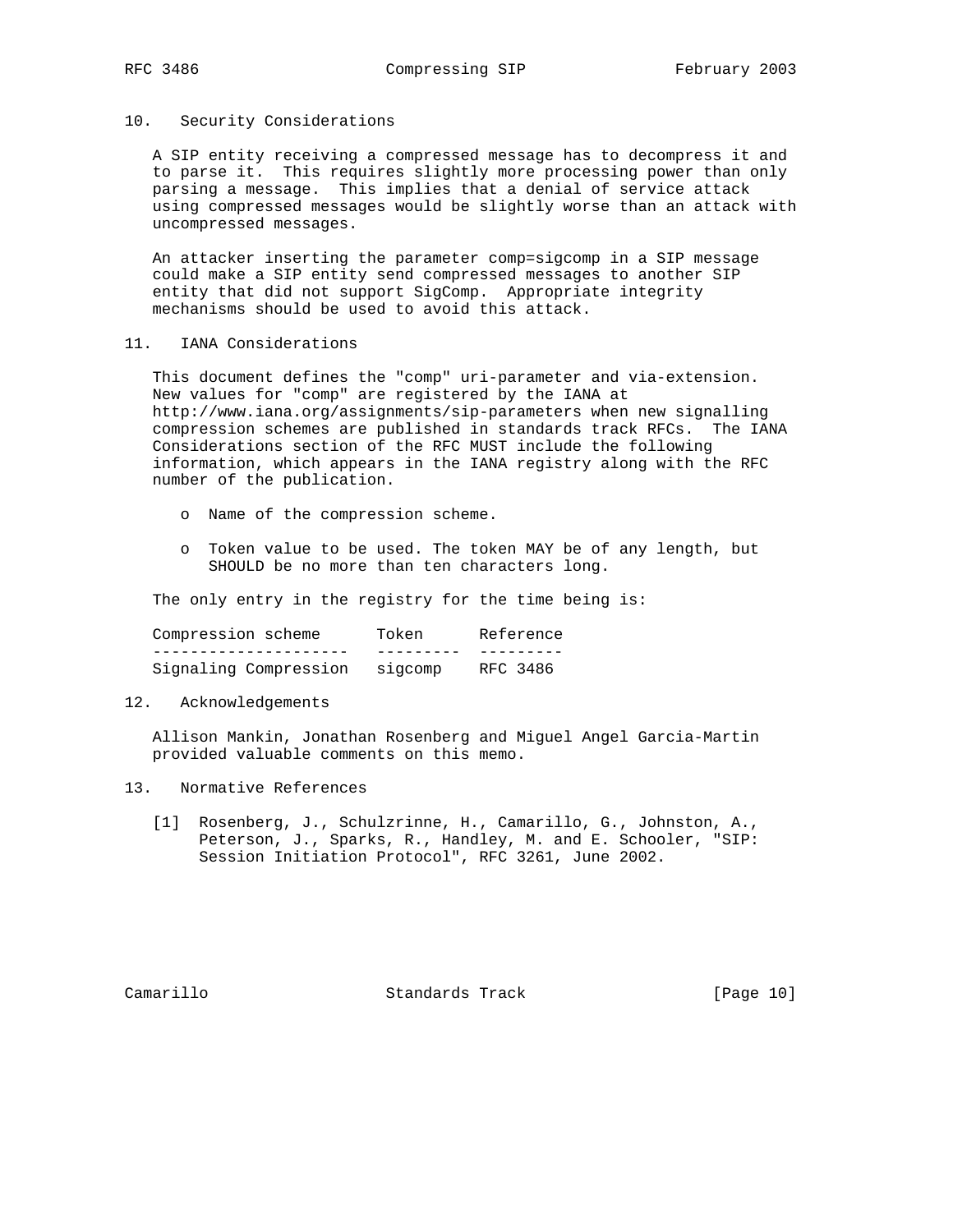## 10. Security Considerations

A SIP entity receiving a compressed message has to decompress it and to parse it. This requires slightly more processing power than only parsing a message. This implies that a denial of service attack using compressed messages would be slightly worse than an attack with uncompressed messages.

An attacker inserting the parameter comp=sigcomp in a SIP message could make a SIP entity send compressed messages to another SIP entity that did not support SigComp. Appropriate integrity mechanisms should be used to avoid this attack.

## 11. IANA Considerations

This document defines the "comp" uri-parameter and via-extension. New values for "comp" are registered by the IANA at http://www.iana.org/assignments/sip-parameters when new signalling compression schemes are published in standards track RFCs. The IANA Considerations section of the RFC MUST include the following information, which appears in the IANA registry along with the RFC number of the publication.

- Name of the compression scheme.
- Token value to be used. The token MAY be of any length, but SHOULD be no more than ten characters long.

The only entry in the registry for the time being is:

| Compression scheme | Token | Reference |
|---|---|---|
| Signaling Compression | sigcomp | RFC 3486 |

## 12. Acknowledgements

Allison Mankin, Jonathan Rosenberg and Miguel Angel Garcia-Martin provided valuable comments on this memo.

## 13. Normative References

[1] Rosenberg, J., Schulzrinne, H., Camarillo, G., Johnston, A., Peterson, J., Sparks, R., Handley, M. and E. Schooler, "SIP: Session Initiation Protocol", RFC 3261, June 2002.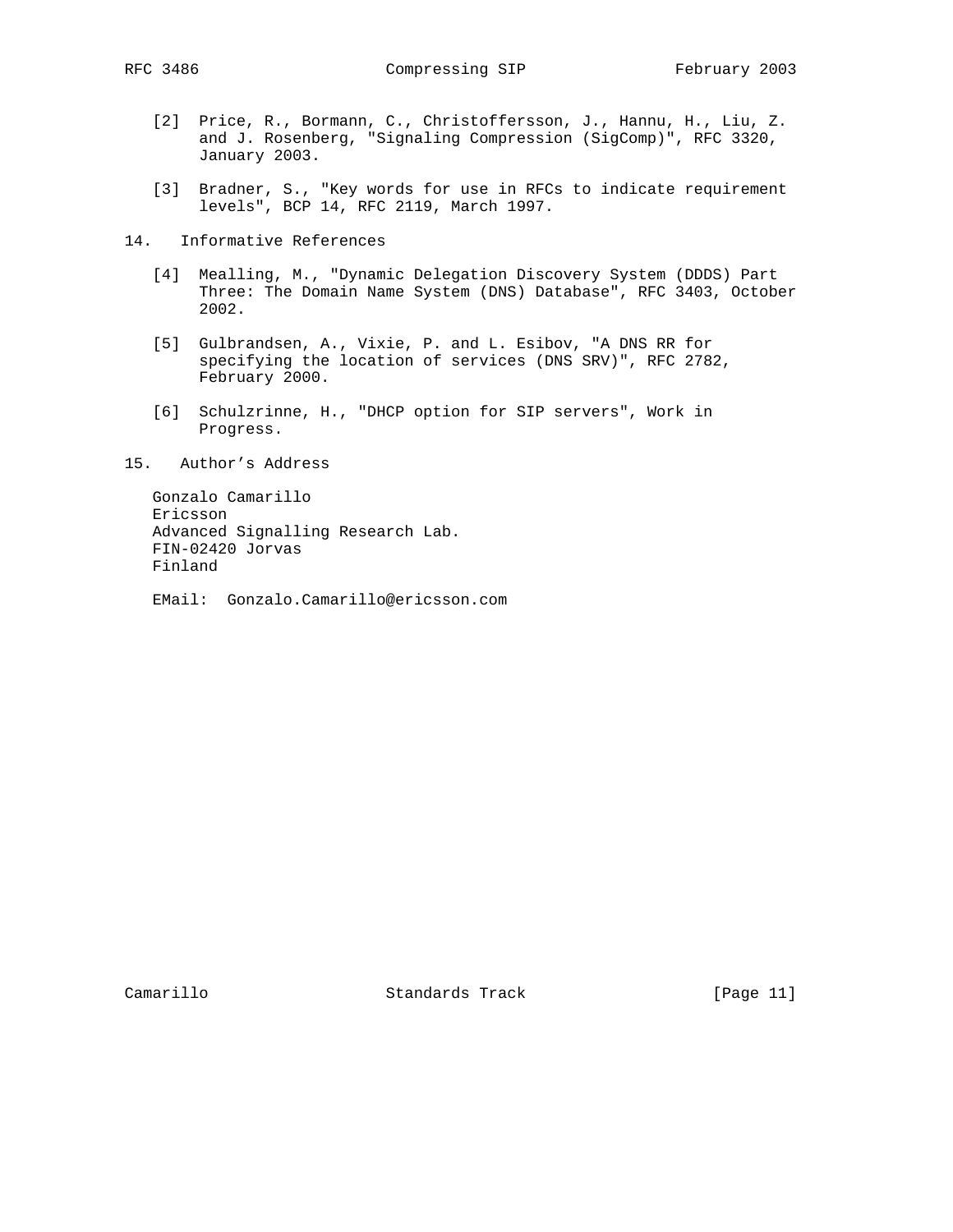[2] Price, R., Bormann, C., Christoffersson, J., Hannu, H., Liu, Z. and J. Rosenberg, "Signaling Compression (SigComp)", RFC 3320, January 2003.

[3] Bradner, S., "Key words for use in RFCs to indicate requirement levels", BCP 14, RFC 2119, March 1997.

## 14. Informative References

[4] Mealling, M., "Dynamic Delegation Discovery System (DDDS) Part Three: The Domain Name System (DNS) Database", RFC 3403, October 2002.

[5] Gulbrandsen, A., Vixie, P. and L. Esibov, "A DNS RR for specifying the location of services (DNS SRV)", RFC 2782, February 2000.

[6] Schulzrinne, H., "DHCP option for SIP servers", Work in Progress.

## 15. Author's Address

Gonzalo Camarillo
Ericsson
Advanced Signalling Research Lab.
FIN-02420 Jorvas
Finland

EMail: Gonzalo.Camarillo@ericsson.com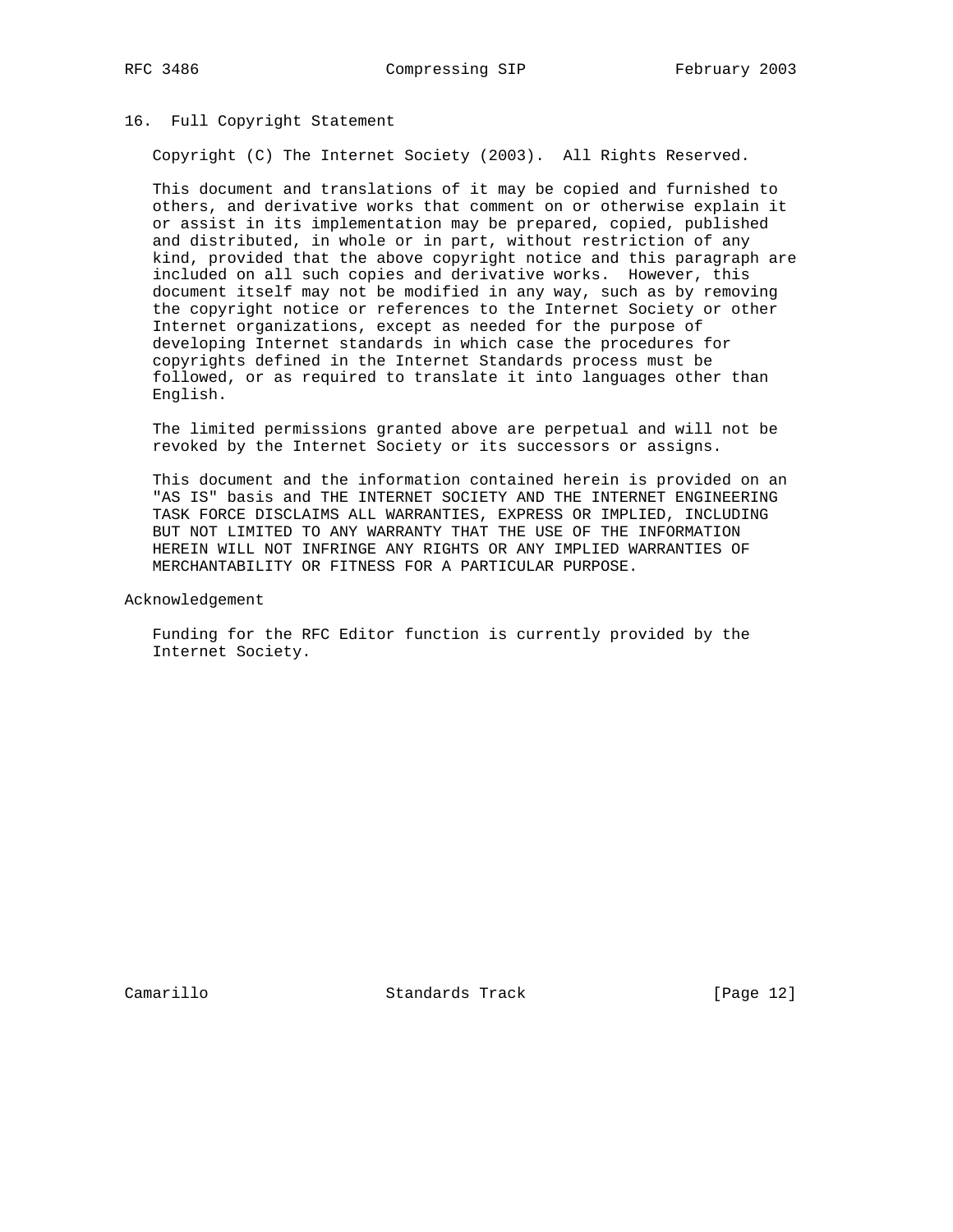## 16. Full Copyright Statement

Copyright (C) The Internet Society (2003). All Rights Reserved.

This document and translations of it may be copied and furnished to others, and derivative works that comment on or otherwise explain it or assist in its implementation may be prepared, copied, published and distributed, in whole or in part, without restriction of any kind, provided that the above copyright notice and this paragraph are included on all such copies and derivative works. However, this document itself may not be modified in any way, such as by removing the copyright notice or references to the Internet Society or other Internet organizations, except as needed for the purpose of developing Internet standards in which case the procedures for copyrights defined in the Internet Standards process must be followed, or as required to translate it into languages other than English.

The limited permissions granted above are perpetual and will not be revoked by the Internet Society or its successors or assigns.

This document and the information contained herein is provided on an "AS IS" basis and THE INTERNET SOCIETY AND THE INTERNET ENGINEERING TASK FORCE DISCLAIMS ALL WARRANTIES, EXPRESS OR IMPLIED, INCLUDING BUT NOT LIMITED TO ANY WARRANTY THAT THE USE OF THE INFORMATION HEREIN WILL NOT INFRINGE ANY RIGHTS OR ANY IMPLIED WARRANTIES OF MERCHANTABILITY OR FITNESS FOR A PARTICULAR PURPOSE.

## Acknowledgement

Funding for the RFC Editor function is currently provided by the Internet Society.